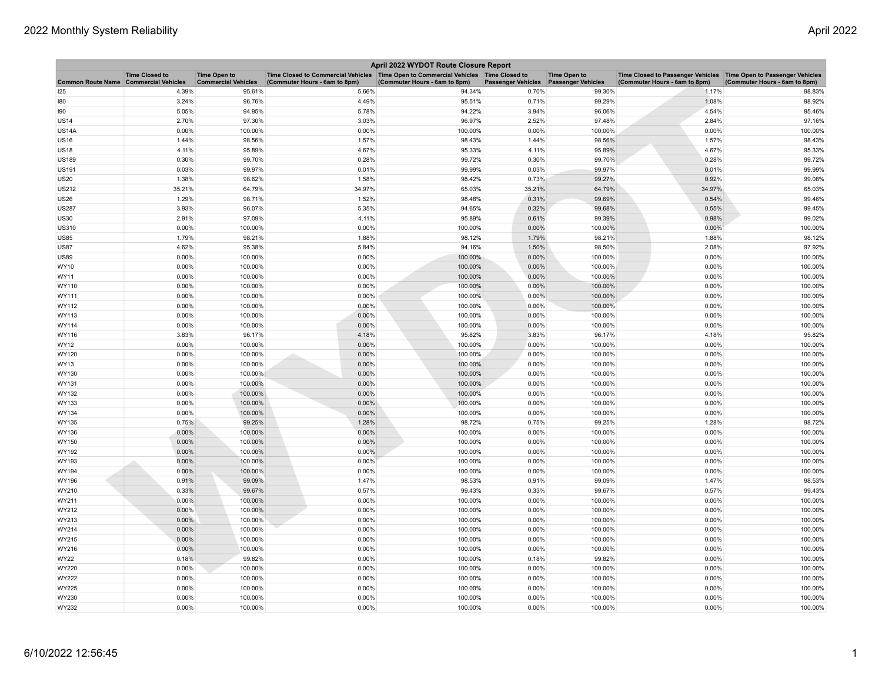# April 2022 WYDOT Route Closure Report

| Common Route Name | Time Closed to Commercial Vehicles | Time Open to Commercial Vehicles | Time Closed to Commercial Vehicles (Commuter Hours - 6am to 8pm) | Time Open to Commercial Vehicles (Commuter Hours - 6am to 8pm) | Time Closed to Passenger Vehicles | Time Open to Passenger Vehicles | Time Closed to Passenger Vehicles (Commuter Hours - 6am to 8pm) | Time Open to Passenger Vehicles (Commuter Hours - 6am to 8pm) |
|---|---|---|---|---|---|---|---|---|
| I25 | 4.39% | 95.61% | 5.66% | 94.34% | 0.70% | 99.30% | 1.17% | 98.83% |
| I80 | 3.24% | 96.76% | 4.49% | 95.51% | 0.71% | 99.29% | 1.08% | 98.92% |
| I90 | 5.05% | 94.95% | 5.78% | 94.22% | 3.94% | 96.06% | 4.54% | 95.46% |
| US14 | 2.70% | 97.30% | 3.03% | 96.97% | 2.52% | 97.48% | 2.84% | 97.16% |
| US14A | 0.00% | 100.00% | 0.00% | 100.00% | 0.00% | 100.00% | 0.00% | 100.00% |
| US16 | 1.44% | 98.56% | 1.57% | 98.43% | 1.44% | 98.56% | 1.57% | 98.43% |
| US18 | 4.11% | 95.89% | 4.67% | 95.33% | 4.11% | 95.89% | 4.67% | 95.33% |
| US189 | 0.30% | 99.70% | 0.28% | 99.72% | 0.30% | 99.70% | 0.28% | 99.72% |
| US191 | 0.03% | 99.97% | 0.01% | 99.99% | 0.03% | 99.97% | 0.01% | 99.99% |
| US20 | 1.38% | 98.62% | 1.58% | 98.42% | 0.73% | 99.27% | 0.92% | 99.08% |
| US212 | 35.21% | 64.79% | 34.97% | 65.03% | 35.21% | 64.79% | 34.97% | 65.03% |
| US26 | 1.29% | 98.71% | 1.52% | 98.48% | 0.31% | 99.69% | 0.54% | 99.46% |
| US287 | 3.93% | 96.07% | 5.35% | 94.65% | 0.32% | 99.68% | 0.55% | 99.45% |
| US30 | 2.91% | 97.09% | 4.11% | 95.89% | 0.61% | 99.39% | 0.98% | 99.02% |
| US310 | 0.00% | 100.00% | 0.00% | 100.00% | 0.00% | 100.00% | 0.00% | 100.00% |
| US85 | 1.79% | 98.21% | 1.88% | 98.12% | 1.79% | 98.21% | 1.88% | 98.12% |
| US87 | 4.62% | 95.38% | 5.84% | 94.16% | 1.50% | 98.50% | 2.08% | 97.92% |
| US89 | 0.00% | 100.00% | 0.00% | 100.00% | 0.00% | 100.00% | 0.00% | 100.00% |
| WY10 | 0.00% | 100.00% | 0.00% | 100.00% | 0.00% | 100.00% | 0.00% | 100.00% |
| WY11 | 0.00% | 100.00% | 0.00% | 100.00% | 0.00% | 100.00% | 0.00% | 100.00% |
| WY110 | 0.00% | 100.00% | 0.00% | 100.00% | 0.00% | 100.00% | 0.00% | 100.00% |
| WY111 | 0.00% | 100.00% | 0.00% | 100.00% | 0.00% | 100.00% | 0.00% | 100.00% |
| WY112 | 0.00% | 100.00% | 0.00% | 100.00% | 0.00% | 100.00% | 0.00% | 100.00% |
| WY113 | 0.00% | 100.00% | 0.00% | 100.00% | 0.00% | 100.00% | 0.00% | 100.00% |
| WY114 | 0.00% | 100.00% | 0.00% | 100.00% | 0.00% | 100.00% | 0.00% | 100.00% |
| WY116 | 3.83% | 96.17% | 4.18% | 95.82% | 3.83% | 96.17% | 4.18% | 95.82% |
| WY12 | 0.00% | 100.00% | 0.00% | 100.00% | 0.00% | 100.00% | 0.00% | 100.00% |
| WY120 | 0.00% | 100.00% | 0.00% | 100.00% | 0.00% | 100.00% | 0.00% | 100.00% |
| WY13 | 0.00% | 100.00% | 0.00% | 100.00% | 0.00% | 100.00% | 0.00% | 100.00% |
| WY130 | 0.00% | 100.00% | 0.00% | 100.00% | 0.00% | 100.00% | 0.00% | 100.00% |
| WY131 | 0.00% | 100.00% | 0.00% | 100.00% | 0.00% | 100.00% | 0.00% | 100.00% |
| WY132 | 0.00% | 100.00% | 0.00% | 100.00% | 0.00% | 100.00% | 0.00% | 100.00% |
| WY133 | 0.00% | 100.00% | 0.00% | 100.00% | 0.00% | 100.00% | 0.00% | 100.00% |
| WY134 | 0.00% | 100.00% | 0.00% | 100.00% | 0.00% | 100.00% | 0.00% | 100.00% |
| WY135 | 0.75% | 99.25% | 1.28% | 98.72% | 0.75% | 99.25% | 1.28% | 98.72% |
| WY136 | 0.00% | 100.00% | 0.00% | 100.00% | 0.00% | 100.00% | 0.00% | 100.00% |
| WY150 | 0.00% | 100.00% | 0.00% | 100.00% | 0.00% | 100.00% | 0.00% | 100.00% |
| WY192 | 0.00% | 100.00% | 0.00% | 100.00% | 0.00% | 100.00% | 0.00% | 100.00% |
| WY193 | 0.00% | 100.00% | 0.00% | 100.00% | 0.00% | 100.00% | 0.00% | 100.00% |
| WY194 | 0.00% | 100.00% | 0.00% | 100.00% | 0.00% | 100.00% | 0.00% | 100.00% |
| WY196 | 0.91% | 99.09% | 1.47% | 98.53% | 0.91% | 99.09% | 1.47% | 98.53% |
| WY210 | 0.33% | 99.67% | 0.57% | 99.43% | 0.33% | 99.67% | 0.57% | 99.43% |
| WY211 | 0.00% | 100.00% | 0.00% | 100.00% | 0.00% | 100.00% | 0.00% | 100.00% |
| WY212 | 0.00% | 100.00% | 0.00% | 100.00% | 0.00% | 100.00% | 0.00% | 100.00% |
| WY213 | 0.00% | 100.00% | 0.00% | 100.00% | 0.00% | 100.00% | 0.00% | 100.00% |
| WY214 | 0.00% | 100.00% | 0.00% | 100.00% | 0.00% | 100.00% | 0.00% | 100.00% |
| WY215 | 0.00% | 100.00% | 0.00% | 100.00% | 0.00% | 100.00% | 0.00% | 100.00% |
| WY216 | 0.00% | 100.00% | 0.00% | 100.00% | 0.00% | 100.00% | 0.00% | 100.00% |
| WY22 | 0.18% | 99.82% | 0.00% | 100.00% | 0.18% | 99.82% | 0.00% | 100.00% |
| WY220 | 0.00% | 100.00% | 0.00% | 100.00% | 0.00% | 100.00% | 0.00% | 100.00% |
| WY222 | 0.00% | 100.00% | 0.00% | 100.00% | 0.00% | 100.00% | 0.00% | 100.00% |
| WY225 | 0.00% | 100.00% | 0.00% | 100.00% | 0.00% | 100.00% | 0.00% | 100.00% |
| WY230 | 0.00% | 100.00% | 0.00% | 100.00% | 0.00% | 100.00% | 0.00% | 100.00% |
| WY232 | 0.00% | 100.00% | 0.00% | 100.00% | 0.00% | 100.00% | 0.00% | 100.00% |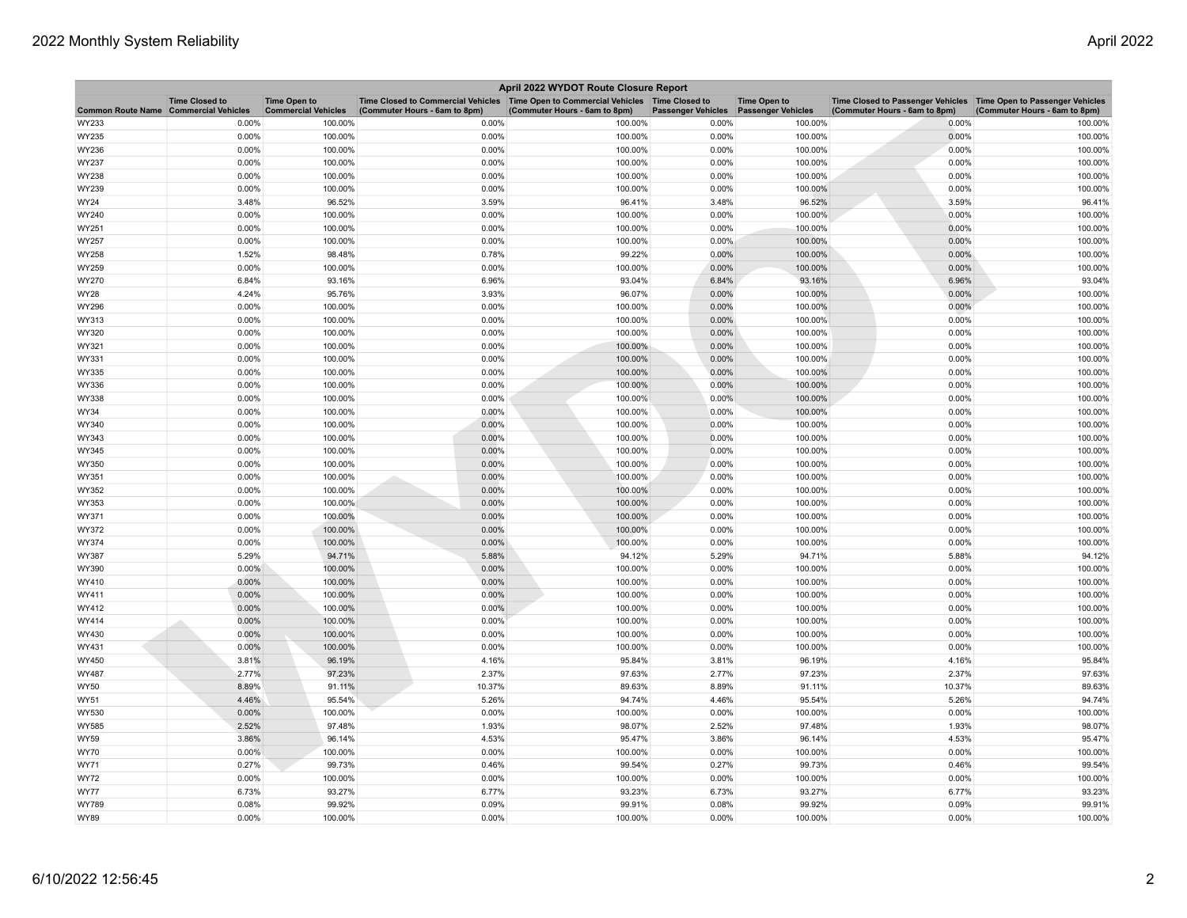| April 2022 WYDOT Route Closure Report | | | | | | | | |
|---|---|---|---|---|---|---|---|---|
| Common Route Name | Time Closed to Commercial Vehicles | Time Open to Commercial Vehicles | Time Closed to Commercial Vehicles (Commuter Hours - 6am to 8pm) | Time Open to Commercial Vehicles (Commuter Hours - 6am to 8pm) | Time Closed to Passenger Vehicles | Time Open to Passenger Vehicles | Time Closed to Passenger Vehicles (Commuter Hours - 6am to 8pm) | Time Open to Passenger Vehicles (Commuter Hours - 6am to 8pm) |
| WY233 | 0.00% | 100.00% | 0.00% | 100.00% | 0.00% | 100.00% | 0.00% | 100.00% |
| WY235 | 0.00% | 100.00% | 0.00% | 100.00% | 0.00% | 100.00% | 0.00% | 100.00% |
| WY236 | 0.00% | 100.00% | 0.00% | 100.00% | 0.00% | 100.00% | 0.00% | 100.00% |
| WY237 | 0.00% | 100.00% | 0.00% | 100.00% | 0.00% | 100.00% | 0.00% | 100.00% |
| WY238 | 0.00% | 100.00% | 0.00% | 100.00% | 0.00% | 100.00% | 0.00% | 100.00% |
| WY239 | 0.00% | 100.00% | 0.00% | 100.00% | 0.00% | 100.00% | 0.00% | 100.00% |
| WY24 | 3.48% | 96.52% | 3.59% | 96.41% | 3.48% | 96.52% | 3.59% | 96.41% |
| WY240 | 0.00% | 100.00% | 0.00% | 100.00% | 0.00% | 100.00% | 0.00% | 100.00% |
| WY251 | 0.00% | 100.00% | 0.00% | 100.00% | 0.00% | 100.00% | 0.00% | 100.00% |
| WY257 | 0.00% | 100.00% | 0.00% | 100.00% | 0.00% | 100.00% | 0.00% | 100.00% |
| WY258 | 1.52% | 98.48% | 0.78% | 99.22% | 0.00% | 100.00% | 0.00% | 100.00% |
| WY259 | 0.00% | 100.00% | 0.00% | 100.00% | 0.00% | 100.00% | 0.00% | 100.00% |
| WY270 | 6.84% | 93.16% | 6.96% | 93.04% | 6.84% | 93.16% | 6.96% | 93.04% |
| WY28 | 4.24% | 95.76% | 3.93% | 96.07% | 0.00% | 100.00% | 0.00% | 100.00% |
| WY296 | 0.00% | 100.00% | 0.00% | 100.00% | 0.00% | 100.00% | 0.00% | 100.00% |
| WY313 | 0.00% | 100.00% | 0.00% | 100.00% | 0.00% | 100.00% | 0.00% | 100.00% |
| WY320 | 0.00% | 100.00% | 0.00% | 100.00% | 0.00% | 100.00% | 0.00% | 100.00% |
| WY321 | 0.00% | 100.00% | 0.00% | 100.00% | 0.00% | 100.00% | 0.00% | 100.00% |
| WY331 | 0.00% | 100.00% | 0.00% | 100.00% | 0.00% | 100.00% | 0.00% | 100.00% |
| WY335 | 0.00% | 100.00% | 0.00% | 100.00% | 0.00% | 100.00% | 0.00% | 100.00% |
| WY336 | 0.00% | 100.00% | 0.00% | 100.00% | 0.00% | 100.00% | 0.00% | 100.00% |
| WY338 | 0.00% | 100.00% | 0.00% | 100.00% | 0.00% | 100.00% | 0.00% | 100.00% |
| WY34 | 0.00% | 100.00% | 0.00% | 100.00% | 0.00% | 100.00% | 0.00% | 100.00% |
| WY340 | 0.00% | 100.00% | 0.00% | 100.00% | 0.00% | 100.00% | 0.00% | 100.00% |
| WY343 | 0.00% | 100.00% | 0.00% | 100.00% | 0.00% | 100.00% | 0.00% | 100.00% |
| WY345 | 0.00% | 100.00% | 0.00% | 100.00% | 0.00% | 100.00% | 0.00% | 100.00% |
| WY350 | 0.00% | 100.00% | 0.00% | 100.00% | 0.00% | 100.00% | 0.00% | 100.00% |
| WY351 | 0.00% | 100.00% | 0.00% | 100.00% | 0.00% | 100.00% | 0.00% | 100.00% |
| WY352 | 0.00% | 100.00% | 0.00% | 100.00% | 0.00% | 100.00% | 0.00% | 100.00% |
| WY353 | 0.00% | 100.00% | 0.00% | 100.00% | 0.00% | 100.00% | 0.00% | 100.00% |
| WY371 | 0.00% | 100.00% | 0.00% | 100.00% | 0.00% | 100.00% | 0.00% | 100.00% |
| WY372 | 0.00% | 100.00% | 0.00% | 100.00% | 0.00% | 100.00% | 0.00% | 100.00% |
| WY374 | 0.00% | 100.00% | 0.00% | 100.00% | 0.00% | 100.00% | 0.00% | 100.00% |
| WY387 | 5.29% | 94.71% | 5.88% | 94.12% | 5.29% | 94.71% | 5.88% | 94.12% |
| WY390 | 0.00% | 100.00% | 0.00% | 100.00% | 0.00% | 100.00% | 0.00% | 100.00% |
| WY410 | 0.00% | 100.00% | 0.00% | 100.00% | 0.00% | 100.00% | 0.00% | 100.00% |
| WY411 | 0.00% | 100.00% | 0.00% | 100.00% | 0.00% | 100.00% | 0.00% | 100.00% |
| WY412 | 0.00% | 100.00% | 0.00% | 100.00% | 0.00% | 100.00% | 0.00% | 100.00% |
| WY414 | 0.00% | 100.00% | 0.00% | 100.00% | 0.00% | 100.00% | 0.00% | 100.00% |
| WY430 | 0.00% | 100.00% | 0.00% | 100.00% | 0.00% | 100.00% | 0.00% | 100.00% |
| WY431 | 0.00% | 100.00% | 0.00% | 100.00% | 0.00% | 100.00% | 0.00% | 100.00% |
| WY450 | 3.81% | 96.19% | 4.16% | 95.84% | 3.81% | 96.19% | 4.16% | 95.84% |
| WY487 | 2.77% | 97.23% | 2.37% | 97.63% | 2.77% | 97.23% | 2.37% | 97.63% |
| WY50 | 8.89% | 91.11% | 10.37% | 89.63% | 8.89% | 91.11% | 10.37% | 89.63% |
| WY51 | 4.46% | 95.54% | 5.26% | 94.74% | 4.46% | 95.54% | 5.26% | 94.74% |
| WY530 | 0.00% | 100.00% | 0.00% | 100.00% | 0.00% | 100.00% | 0.00% | 100.00% |
| WY585 | 2.52% | 97.48% | 1.93% | 98.07% | 2.52% | 97.48% | 1.93% | 98.07% |
| WY59 | 3.86% | 96.14% | 4.53% | 95.47% | 3.86% | 96.14% | 4.53% | 95.47% |
| WY70 | 0.00% | 100.00% | 0.00% | 100.00% | 0.00% | 100.00% | 0.00% | 100.00% |
| WY71 | 0.27% | 99.73% | 0.46% | 99.54% | 0.27% | 99.73% | 0.46% | 99.54% |
| WY72 | 0.00% | 100.00% | 0.00% | 100.00% | 0.00% | 100.00% | 0.00% | 100.00% |
| WY77 | 6.73% | 93.27% | 6.77% | 93.23% | 6.73% | 93.27% | 6.77% | 93.23% |
| WY789 | 0.08% | 99.92% | 0.09% | 99.91% | 0.08% | 99.92% | 0.09% | 99.91% |
| WY89 | 0.00% | 100.00% | 0.00% | 100.00% | 0.00% | 100.00% | 0.00% | 100.00% |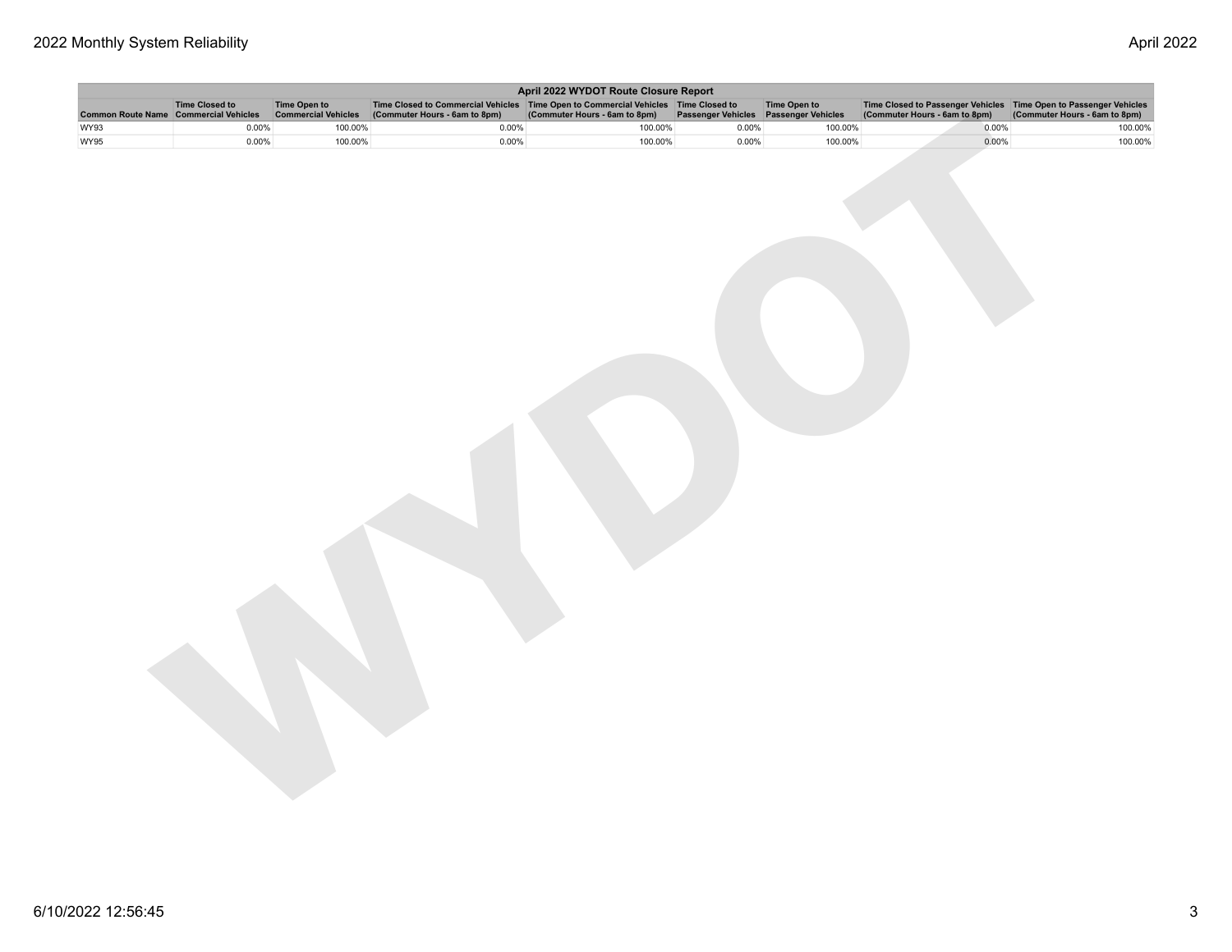| April 2022 WYDOT Route Closure Report | | | | | | | | |
|---|---|---|---|---|---|---|---|---|
| Common Route Name | Time Closed to Commercial Vehicles | Time Open to Commercial Vehicles | Time Closed to Commercial Vehicles (Commuter Hours - 6am to 8pm) | Time Open to Commercial Vehicles (Commuter Hours - 6am to 8pm) | Time Closed to Passenger Vehicles | Time Open to Passenger Vehicles | Time Closed to Passenger Vehicles (Commuter Hours - 6am to 8pm) | Time Open to Passenger Vehicles (Commuter Hours - 6am to 8pm) |
| WY93 | 0.00% | 100.00% | 0.00% | 100.00% | 0.00% | 100.00% | 0.00% | 100.00% |
| WY95 | 0.00% | 100.00% | 0.00% | 100.00% | 0.00% | 100.00% | 0.00% | 100.00% |